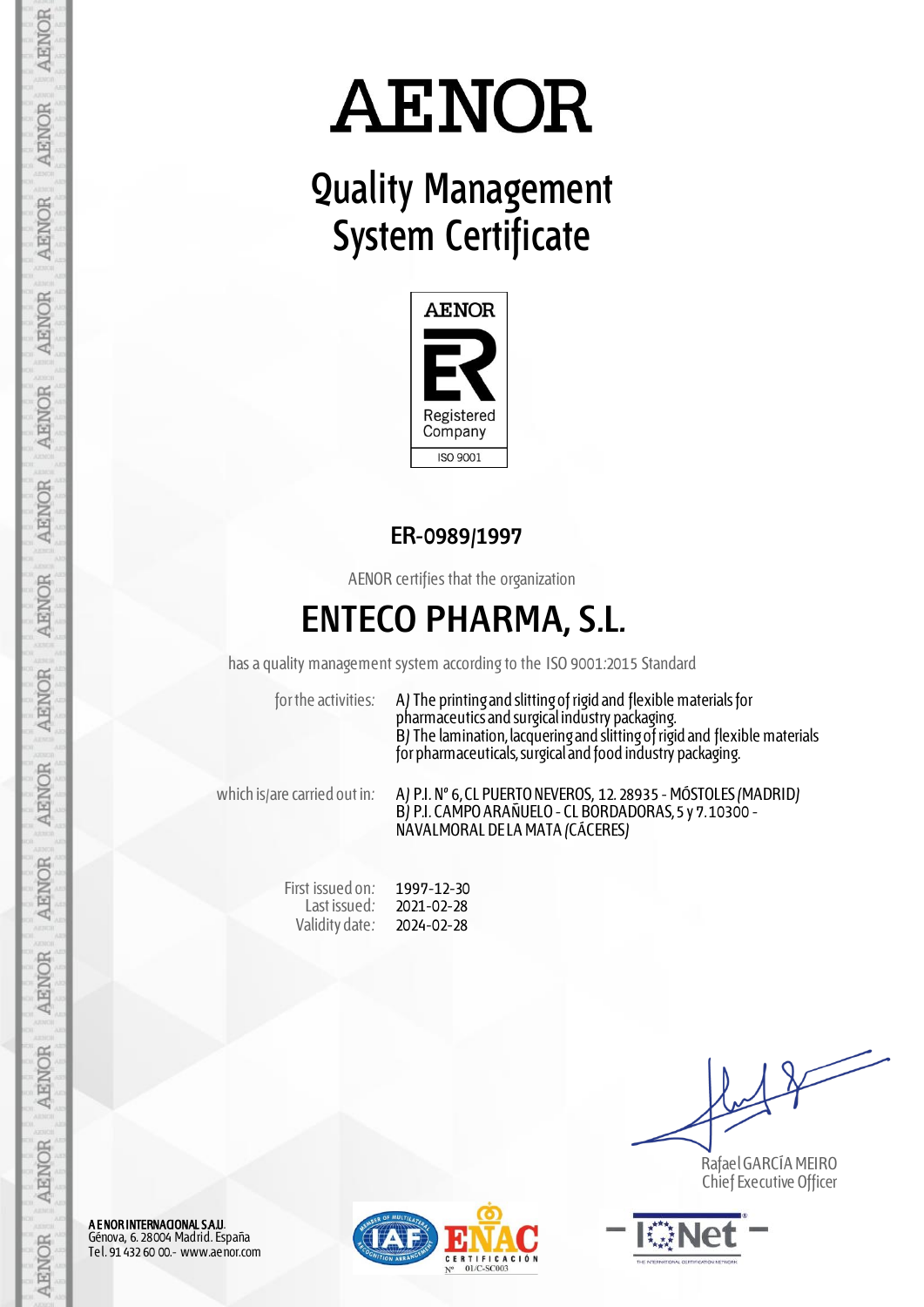# AENOR

## Quality Management System Certificate

AENOR

Registered Company

ISO 9001

**ER-0989/1997**

AENOR certifies that the organization

# ENTECO PHARMA, S.L.

has a quality management system according to the ISO 9001:2015 Standard

| | |
|---|---|
| for the activities: | A) The printing and slitting of rigid and flexible materials for pharmaceutics and surgical industry packaging.<br>B) The lamination, lacquering and slitting of rigid and flexible materials for pharmaceuticals, surgical and food industry packaging. |
| which is/are carried out in: | A) P.I. Nº 6, CL PUERTO NEVEROS, 12. 28935 - MÓSTOLES (MADRID)<br>B) P.I. CAMPO ARAÑUELO - CL BORDADORAS, 5 y 7. 10300 - NAVALMORAL DE LA MATA (CÁCERES) |

| | |
|---|---|
| First issued on: | 1997-12-30 |
| Last issued: | 2021-02-28 |
| Validity date: | 2024-02-28 |

Rafael GARCÍA MEIRO
Chief Executive Officer

**AENOR INTERNACIONAL S.A.U.**
Génova, 6. 28004 Madrid. España
Tel. 91 432 60 00.- www.aenor.com

ENAC CERTIFICACIÓN Nº 01/C-SC003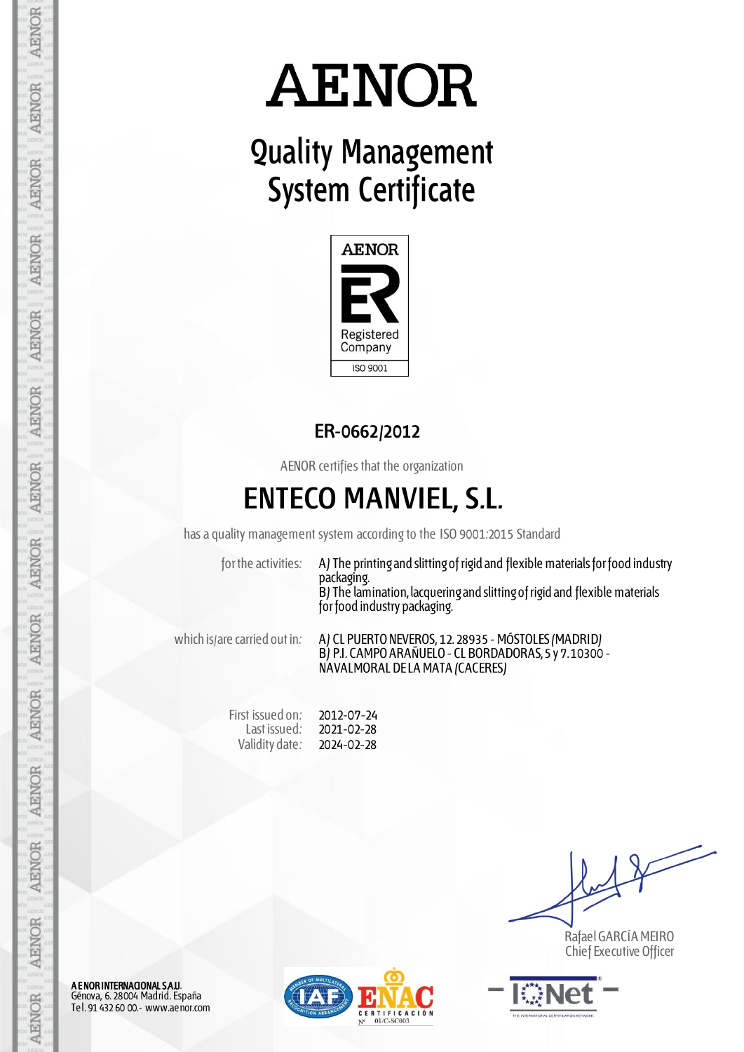# AENOR

## Quality Management System Certificate

AENOR

Registered Company

ISO 9001

### ER-0662/2012

AENOR certifies that the organization

## ENTECO MANVIEL, S.L.

has a quality management system according to the ISO 9001:2015 Standard

| | |
|---|---|
| for the activities: | A) The printing and slitting of rigid and flexible materials for food industry packaging.<br>B) The lamination, lacquering and slitting of rigid and flexible materials for food industry packaging. |
| which is/are carried out in: | A) CL PUERTO NEVEROS, 12. 28935 - MÓSTOLES (MADRID)<br>B) P.I. CAMPO ARAÑUELO - CL BORDADORAS, 5 y 7. 10300 - NAVALMORAL DE LA MATA (CACERES) |
| First issued on: | 2012-07-24 |
| Last issued: | 2021-02-28 |
| Validity date: | 2024-02-28 |

Rafael GARCÍA MEIRO
Chief Executive Officer

**AENOR INTERNACIONAL S.A.U.**
Génova, 6. 28004 Madrid. España
Tel. 91 432 60 00.- www.aenor.com

ENAC CERTIFICACIÓN Nº 01/C-SC003

IQNet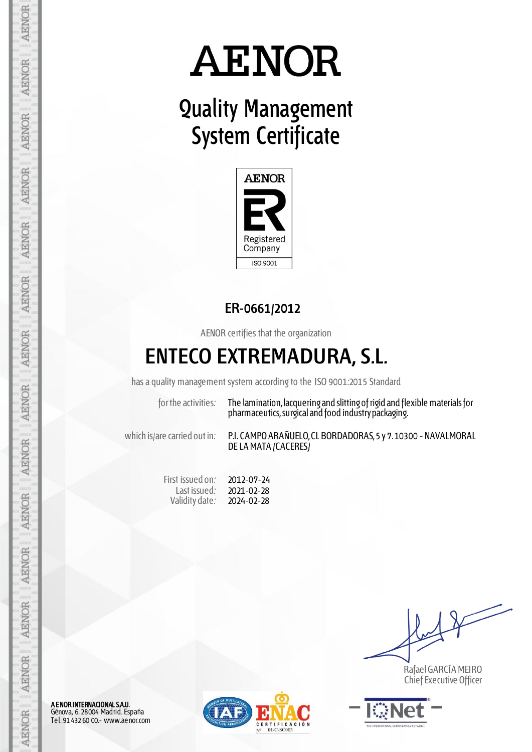# AENOR

## Quality Management System Certificate

AENOR

Registered Company

ISO 9001

### ER-0661/2012

AENOR certifies that the organization

# ENTECO EXTREMADURA, S.L.

has a quality management system according to the ISO 9001:2015 Standard

for the activities: The lamination, lacquering and slitting of rigid and flexible materials for pharmaceutics, surgical and food industry packaging.

which is/are carried out in: P.I. CAMPO ARAÑUELO, CL BORDADORAS, 5 y 7. 10300 - NAVALMORAL DE LA MATA (CACERES)

First issued on: 2012-07-24
Last issued: 2021-02-28
Validity date: 2024-02-28

Rafael GARCÍA MEIRO
Chief Executive Officer

**AENOR INTERNACIONAL S.A.U.**
Génova, 6. 28004 Madrid. España
Tel. 91 432 60 00.- www.aenor.com

ENAC CERTIFICACIÓN Nº 01/C-SC003

IQNet